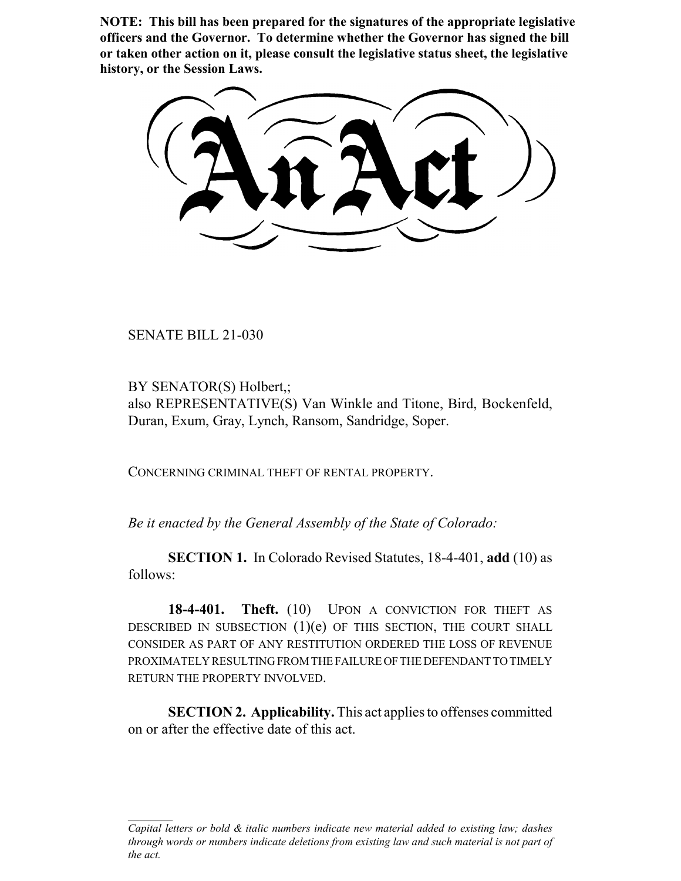**NOTE: This bill has been prepared for the signatures of the appropriate legislative officers and the Governor. To determine whether the Governor has signed the bill or taken other action on it, please consult the legislative status sheet, the legislative history, or the Session Laws.**

# An Act

SENATE BILL 21-030

BY SENATOR(S) Holbert,;
also REPRESENTATIVE(S) Van Winkle and Titone, Bird, Bockenfeld, Duran, Exum, Gray, Lynch, Ransom, Sandridge, Soper.

CONCERNING CRIMINAL THEFT OF RENTAL PROPERTY.

*Be it enacted by the General Assembly of the State of Colorado:*

**SECTION 1.** In Colorado Revised Statutes, 18-4-401, **add** (10) as follows:

**18-4-401. Theft.** (10) UPON A CONVICTION FOR THEFT AS DESCRIBED IN SUBSECTION (1)(e) OF THIS SECTION, THE COURT SHALL CONSIDER AS PART OF ANY RESTITUTION ORDERED THE LOSS OF REVENUE PROXIMATELY RESULTING FROM THE FAILURE OF THE DEFENDANT TO TIMELY RETURN THE PROPERTY INVOLVED.

**SECTION 2. Applicability.** This act applies to offenses committed on or after the effective date of this act.

---

*Capital letters or bold & italic numbers indicate new material added to existing law; dashes through words or numbers indicate deletions from existing law and such material is not part of the act.*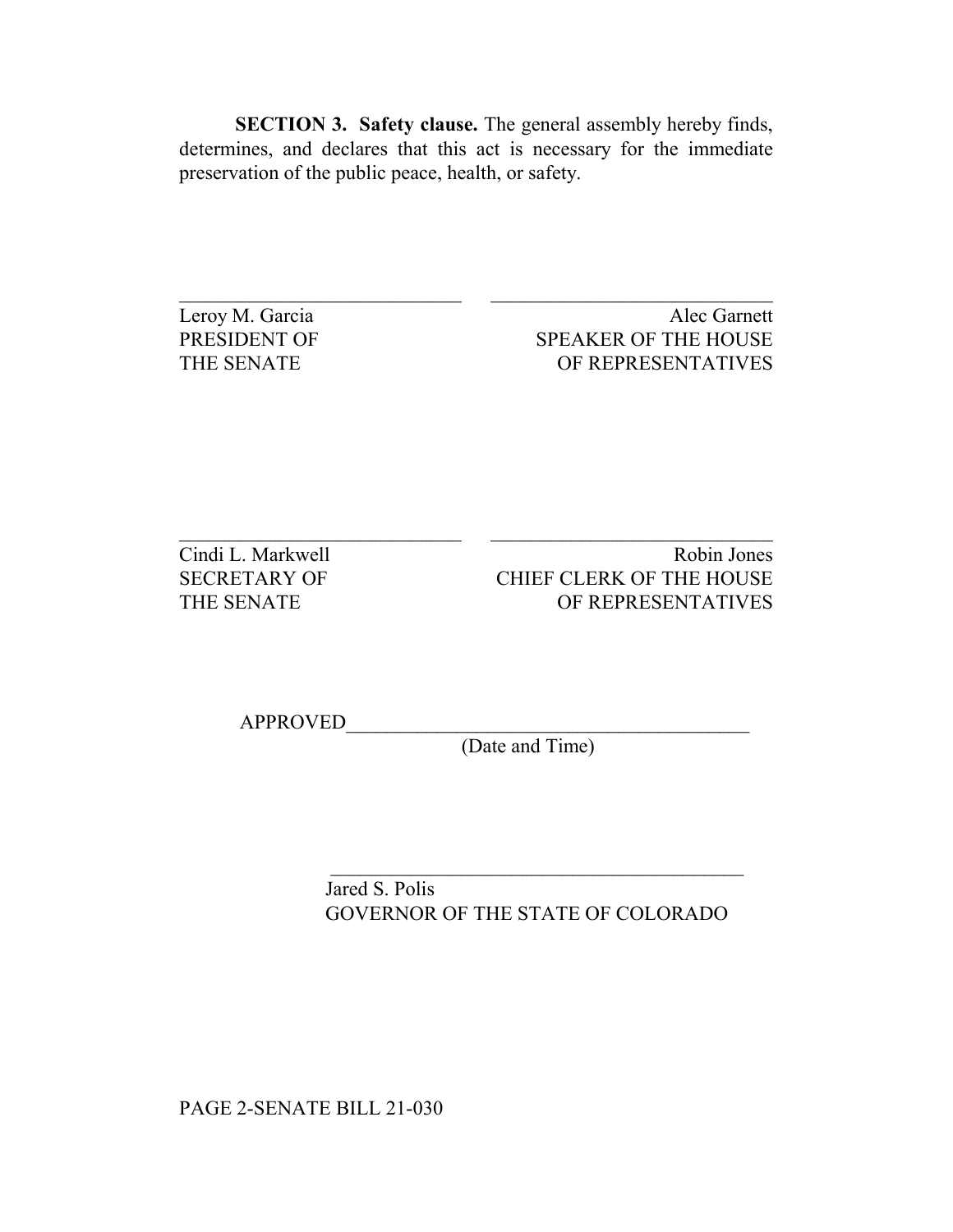**SECTION 3. Safety clause.** The general assembly hereby finds, determines, and declares that this act is necessary for the immediate preservation of the public peace, health, or safety.

____________________________
Leroy M. Garcia
PRESIDENT OF
THE SENATE

____________________________
Alec Garnett
SPEAKER OF THE HOUSE
OF REPRESENTATIVES

____________________________
Cindi L. Markwell
SECRETARY OF
THE SENATE

____________________________
Robin Jones
CHIEF CLERK OF THE HOUSE
OF REPRESENTATIVES

APPROVED________________________________________
(Date and Time)

_________________________________________
Jared S. Polis
GOVERNOR OF THE STATE OF COLORADO

PAGE 2-SENATE BILL 21-030